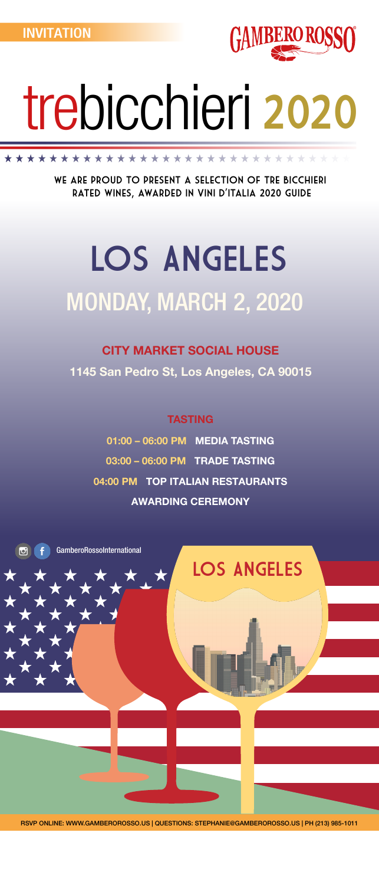INVITATION

GAMBERO ROSSO

# trebicchieri 2020

**WE ARE PROUD TO PRESENT A SELECTION OF TRE BICCHIERI RATED WINES, AWARDED IN VINI D'ITALIA 2020 GUIDE**

# LOS ANGELES

## MONDAY, MARCH 2, 2020

**CITY MARKET SOCIAL HOUSE**

**1145 San Pedro St, Los Angeles, CA 90015**

**TASTING**

**01:00 – 06:00 PM** MEDIA TASTING

**03:00 – 06:00 PM** TRADE TASTING

**04:00 PM** TOP ITALIAN RESTAURANTS AWARDING CEREMONY

GamberoRossoInternational

LOS ANGELES

RSVP ONLINE: WWW.GAMBEROROSSO.US | QUESTIONS: STEPHANIE@GAMBEROROSSO.US | PH (213) 985-1011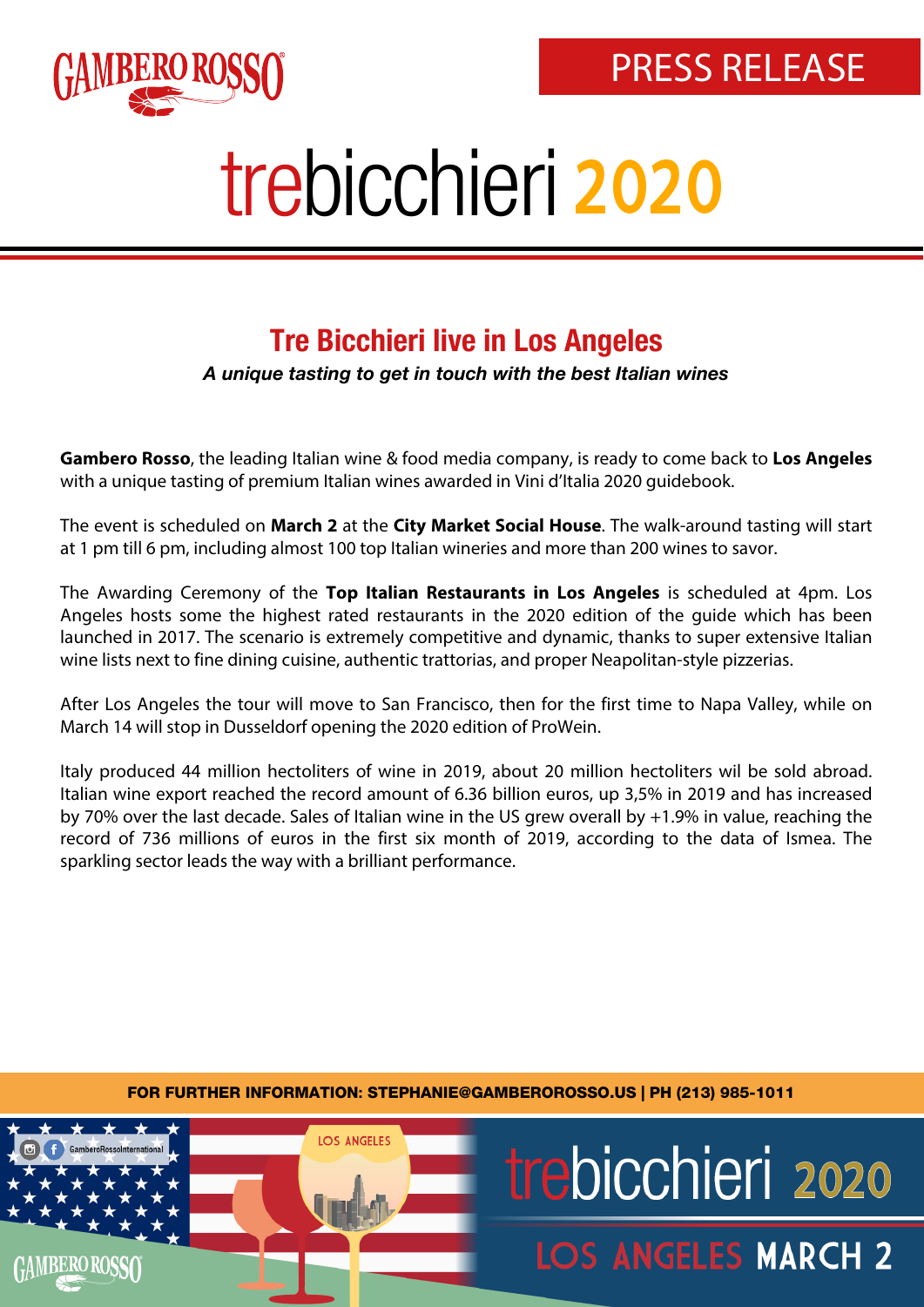PRESS RELEASE

# trebicchieri 2020

## Tre Bicchieri live in Los Angeles

***A unique tasting to get in touch with the best Italian wines***

**Gambero Rosso**, the leading Italian wine & food media company, is ready to come back to **Los Angeles** with a unique tasting of premium Italian wines awarded in Vini d'Italia 2020 guidebook.

The event is scheduled on **March 2** at the **City Market Social House**. The walk-around tasting will start at 1 pm till 6 pm, including almost 100 top Italian wineries and more than 200 wines to savor.

The Awarding Ceremony of the **Top Italian Restaurants in Los Angeles** is scheduled at 4pm. Los Angeles hosts some the highest rated restaurants in the 2020 edition of the guide which has been launched in 2017. The scenario is extremely competitive and dynamic, thanks to super extensive Italian wine lists next to fine dining cuisine, authentic trattorias, and proper Neapolitan-style pizzerias.

After Los Angeles the tour will move to San Francisco, then for the first time to Napa Valley, while on March 14 will stop in Dusseldorf opening the 2020 edition of ProWein.

Italy produced 44 million hectoliters of wine in 2019, about 20 million hectoliters wil be sold abroad. Italian wine export reached the record amount of 6.36 billion euros, up 3,5% in 2019 and has increased by 70% over the last decade. Sales of Italian wine in the US grew overall by +1.9% in value, reaching the record of 736 millions of euros in the first six month of 2019, according to the data of Ismea. The sparkling sector leads the way with a brilliant performance.

**FOR FURTHER INFORMATION: STEPHANIE@GAMBEROROSSO.US | PH (213) 985-1011**

trebicchieri 2020

LOS ANGELES MARCH 2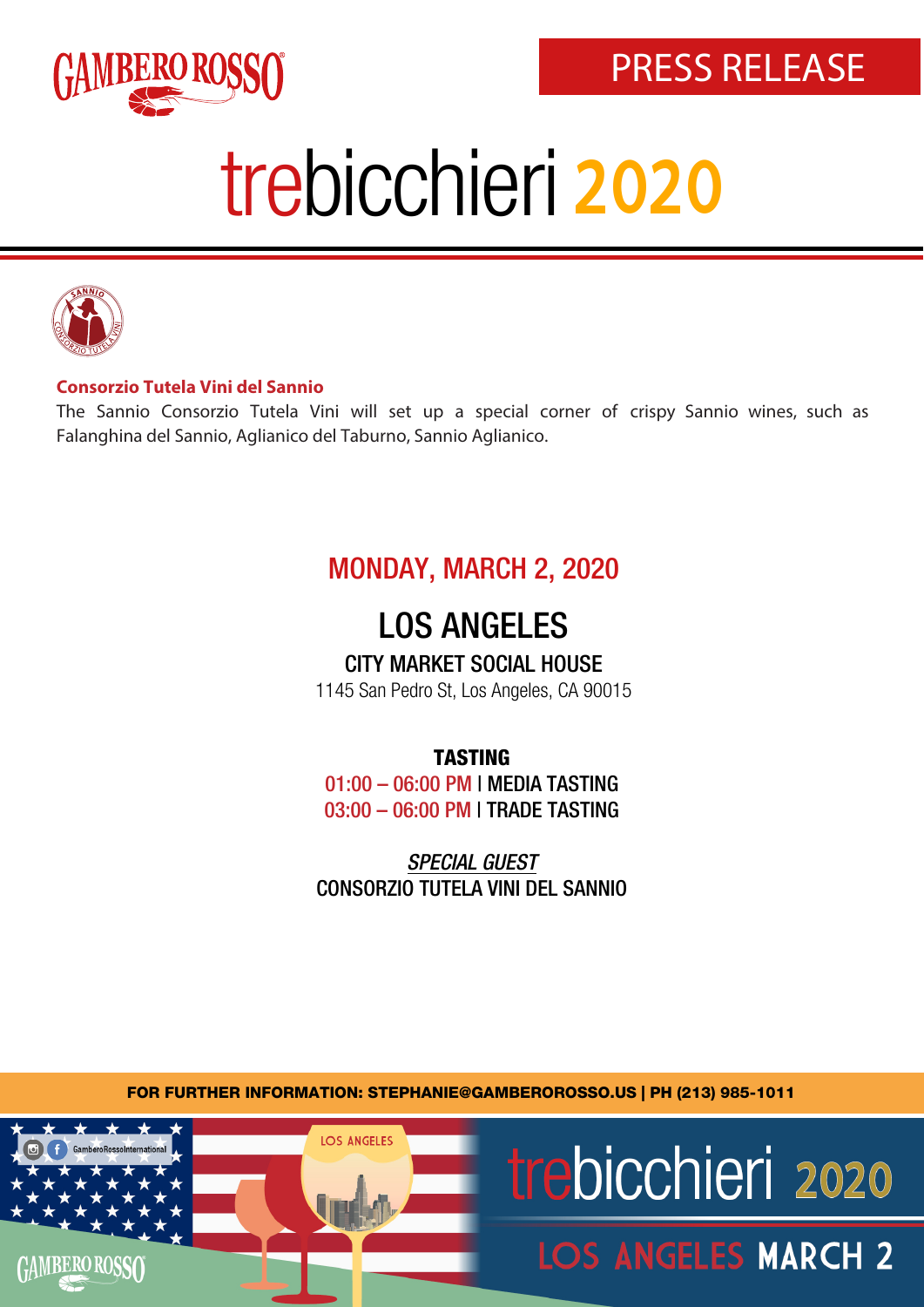PRESS RELEASE

# trebicchieri 2020

**Consorzio Tutela Vini del Sannio**

The Sannio Consorzio Tutela Vini will set up a special corner of crispy Sannio wines, such as Falanghina del Sannio, Aglianico del Taburno, Sannio Aglianico.

## MONDAY, MARCH 2, 2020

## LOS ANGELES

### CITY MARKET SOCIAL HOUSE

1145 San Pedro St, Los Angeles, CA 90015

**TASTING**

01:00 – 06:00 PM | MEDIA TASTING

03:00 – 06:00 PM | TRADE TASTING

*SPECIAL GUEST*

CONSORZIO TUTELA VINI DEL SANNIO

**FOR FURTHER INFORMATION: STEPHANIE@GAMBEROROSSO.US | PH (213) 985-1011**

trebicchieri 2020

LOS ANGELES MARCH 2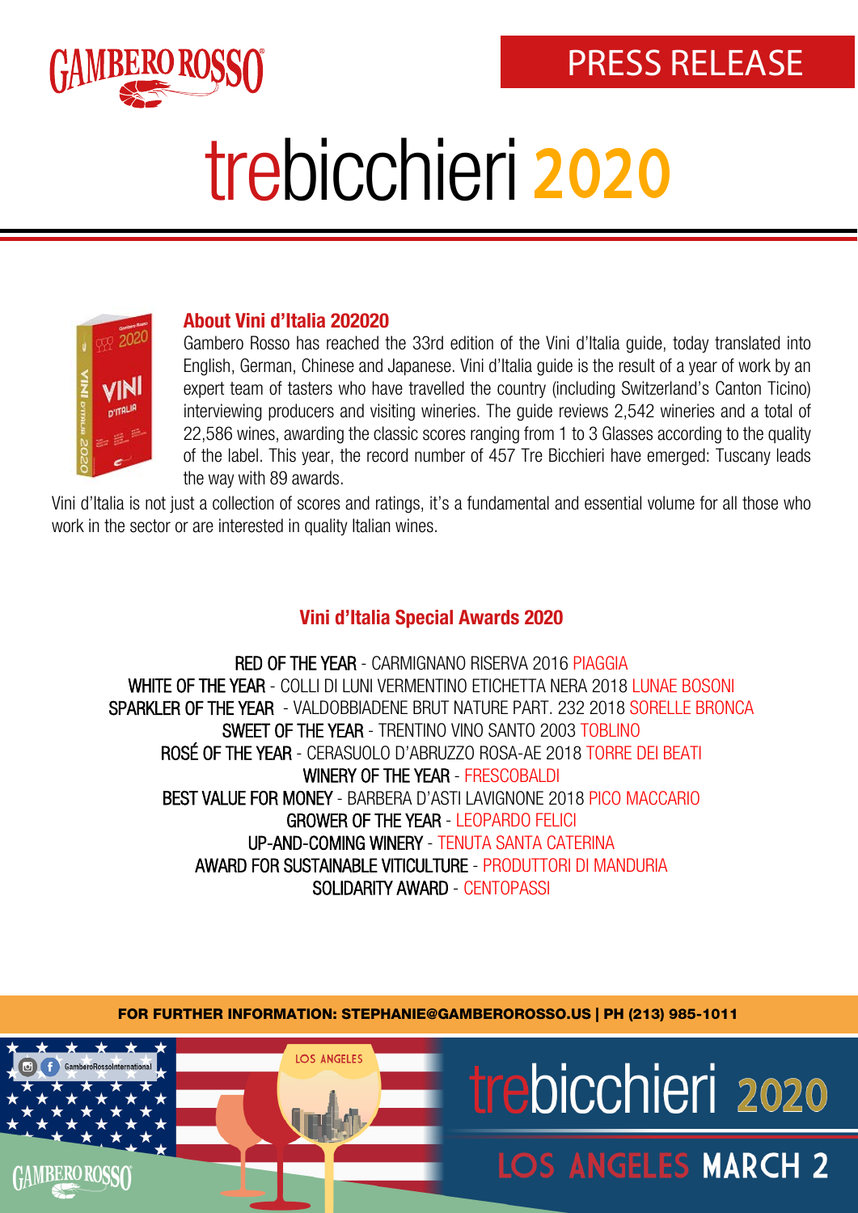# trebicchieri 2020

PRESS RELEASE

### About Vini d'Italia 202020

Gambero Rosso has reached the 33rd edition of the Vini d'Italia guide, today translated into English, German, Chinese and Japanese. Vini d'Italia guide is the result of a year of work by an expert team of tasters who have travelled the country (including Switzerland's Canton Ticino) interviewing producers and visiting wineries. The guide reviews 2,542 wineries and a total of 22,586 wines, awarding the classic scores ranging from 1 to 3 Glasses according to the quality of the label. This year, the record number of 457 Tre Bicchieri have emerged: Tuscany leads the way with 89 awards.

Vini d'Italia is not just a collection of scores and ratings, it's a fundamental and essential volume for all those who work in the sector or are interested in quality Italian wines.

### Vini d'Italia Special Awards 2020

RED OF THE YEAR - CARMIGNANO RISERVA 2016 PIAGGIA
WHITE OF THE YEAR - COLLI DI LUNI VERMENTINO ETICHETTA NERA 2018 LUNAE BOSONI
SPARKLER OF THE YEAR - VALDOBBIADENE BRUT NATURE PART. 232 2018 SORELLE BRONCA
SWEET OF THE YEAR - TRENTINO VINO SANTO 2003 TOBLINO
ROSÉ OF THE YEAR - CERASUOLO D'ABRUZZO ROSA-AE 2018 TORRE DEI BEATI
WINERY OF THE YEAR - FRESCOBALDI
BEST VALUE FOR MONEY - BARBERA D'ASTI LAVIGNONE 2018 PICO MACCARIO
GROWER OF THE YEAR - LEOPARDO FELICI
UP-AND-COMING WINERY - TENUTA SANTA CATERINA
AWARD FOR SUSTAINABLE VITICULTURE - PRODUTTORI DI MANDURIA
SOLIDARITY AWARD - CENTOPASSI

**FOR FURTHER INFORMATION: STEPHANIE@GAMBEROROSSO.US | PH (213) 985-1011**

GamberoRossoInternational

trebicchieri 2020 LOS ANGELES MARCH 2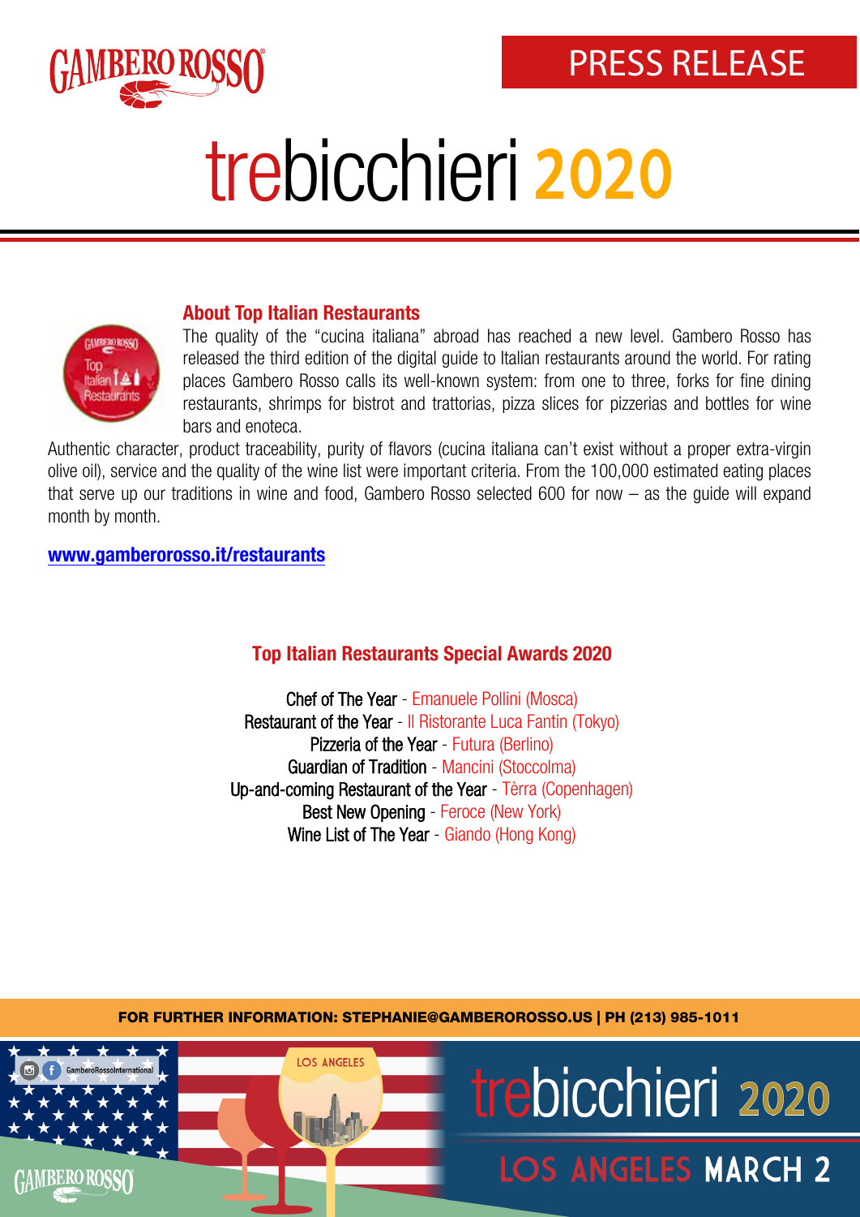GAMBERO ROSSO

PRESS RELEASE

# trebicchieri 2020

## About Top Italian Restaurants

The quality of the "cucina italiana" abroad has reached a new level. Gambero Rosso has released the third edition of the digital guide to Italian restaurants around the world. For rating places Gambero Rosso calls its well-known system: from one to three, forks for fine dining restaurants, shrimps for bistrot and trattorias, pizza slices for pizzerias and bottles for wine bars and enoteca.

Authentic character, product traceability, purity of flavors (cucina italiana can't exist without a proper extra-virgin olive oil), service and the quality of the wine list were important criteria. From the 100,000 estimated eating places that serve up our traditions in wine and food, Gambero Rosso selected 600 for now – as the guide will expand month by month.

**www.gamberorosso.it/restaurants**

## Top Italian Restaurants Special Awards 2020

Chef of The Year - Emanuele Pollini (Mosca)
Restaurant of the Year - Il Ristorante Luca Fantin (Tokyo)
Pizzeria of the Year - Futura (Berlino)
Guardian of Tradition - Mancini (Stoccolma)
Up-and-coming Restaurant of the Year - Tèrra (Copenhagen)
Best New Opening - Feroce (New York)
Wine List of The Year - Giando (Hong Kong)

**FOR FURTHER INFORMATION: STEPHANIE@GAMBEROROSSO.US | PH (213) 985-1011**

GamberoRossoInternational

trebicchieri 2020

LOS ANGELES MARCH 2